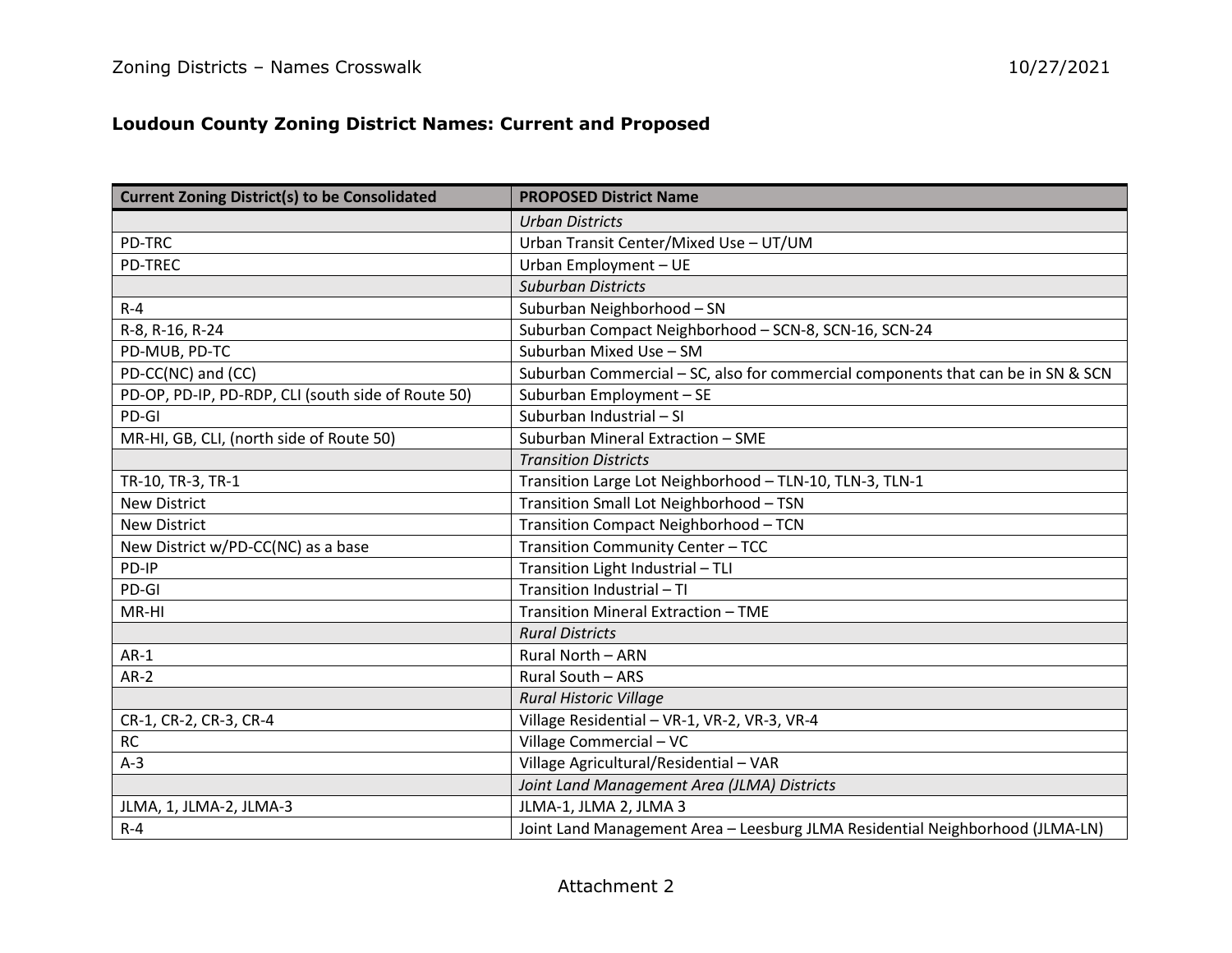Zoning Districts – Names Crosswalk

10/27/2021

## Loudoun County Zoning District Names: Current and Proposed

| Current Zoning District(s) to be Consolidated | PROPOSED District Name |
|---|---|
| | *Urban Districts* |
| PD-TRC | Urban Transit Center/Mixed Use – UT/UM |
| PD-TREC | Urban Employment – UE |
| | *Suburban Districts* |
| R-4 | Suburban Neighborhood – SN |
| R-8, R-16, R-24 | Suburban Compact Neighborhood – SCN-8, SCN-16, SCN-24 |
| PD-MUB, PD-TC | Suburban Mixed Use – SM |
| PD-CC(NC) and (CC) | Suburban Commercial – SC, also for commercial components that can be in SN & SCN |
| PD-OP, PD-IP, PD-RDP, CLI (south side of Route 50) | Suburban Employment – SE |
| PD-GI | Suburban Industrial – SI |
| MR-HI, GB, CLI, (north side of Route 50) | Suburban Mineral Extraction – SME |
| | *Transition Districts* |
| TR-10, TR-3, TR-1 | Transition Large Lot Neighborhood – TLN-10, TLN-3, TLN-1 |
| New District | Transition Small Lot Neighborhood – TSN |
| New District | Transition Compact Neighborhood – TCN |
| New District w/PD-CC(NC) as a base | Transition Community Center – TCC |
| PD-IP | Transition Light Industrial – TLI |
| PD-GI | Transition Industrial – TI |
| MR-HI | Transition Mineral Extraction – TME |
| | *Rural Districts* |
| AR-1 | Rural North – ARN |
| AR-2 | Rural South – ARS |
| | *Rural Historic Village* |
| CR-1, CR-2, CR-3, CR-4 | Village Residential – VR-1, VR-2, VR-3, VR-4 |
| RC | Village Commercial – VC |
| A-3 | Village Agricultural/Residential – VAR |
| | *Joint Land Management Area (JLMA) Districts* |
| JLMA, 1, JLMA-2, JLMA-3 | JLMA-1, JLMA 2, JLMA 3 |
| R-4 | Joint Land Management Area – Leesburg JLMA Residential Neighborhood (JLMA-LN) |

Attachment 2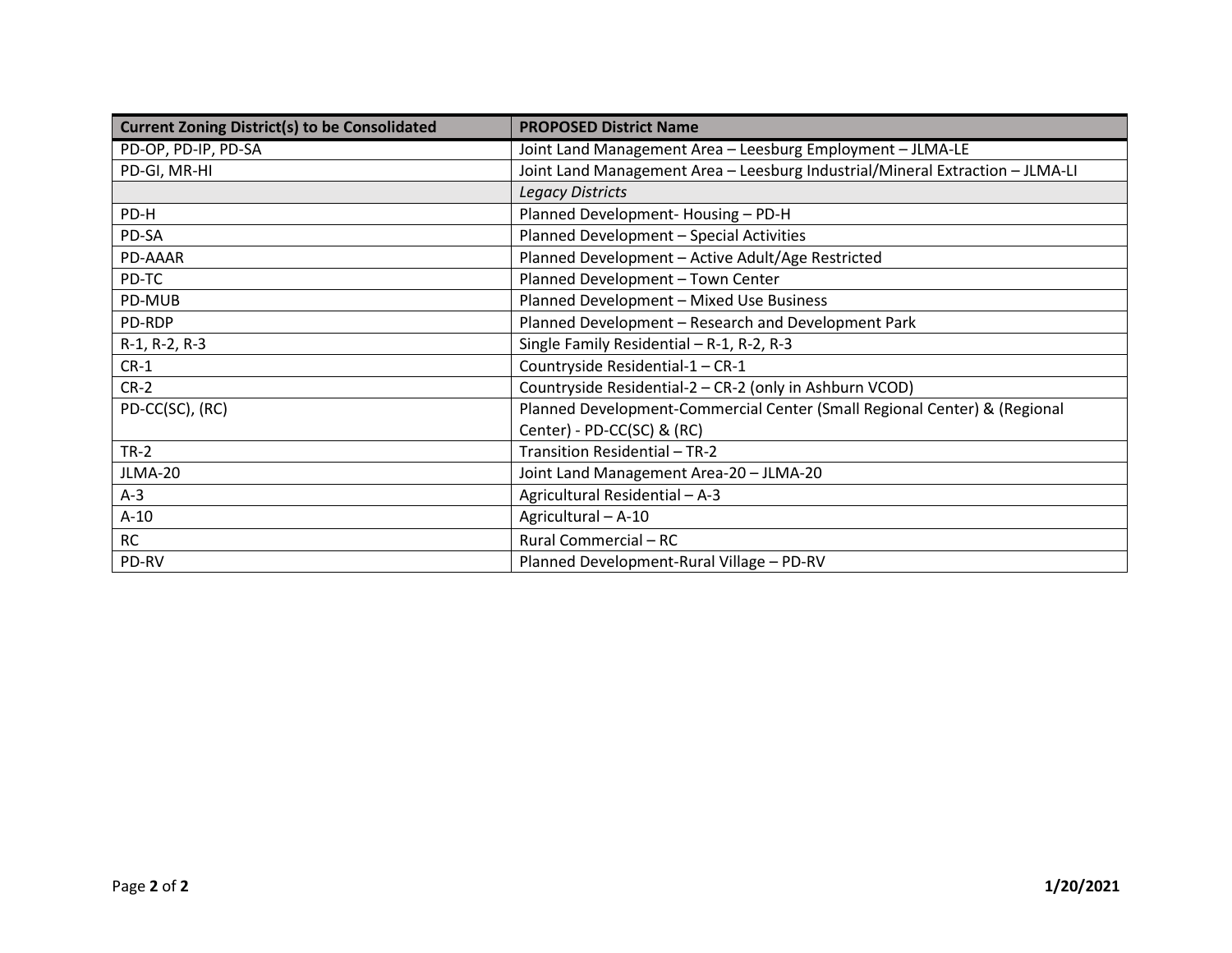| Current Zoning District(s) to be Consolidated | PROPOSED District Name |
|---|---|
| PD-OP, PD-IP, PD-SA | Joint Land Management Area – Leesburg Employment – JLMA-LE |
| PD-GI, MR-HI | Joint Land Management Area – Leesburg Industrial/Mineral Extraction – JLMA-LI |
| | *Legacy Districts* |
| PD-H | Planned Development- Housing – PD-H |
| PD-SA | Planned Development – Special Activities |
| PD-AAAR | Planned Development – Active Adult/Age Restricted |
| PD-TC | Planned Development – Town Center |
| PD-MUB | Planned Development – Mixed Use Business |
| PD-RDP | Planned Development – Research and Development Park |
| R-1, R-2, R-3 | Single Family Residential – R-1, R-2, R-3 |
| CR-1 | Countryside Residential-1 – CR-1 |
| CR-2 | Countryside Residential-2 – CR-2 (only in Ashburn VCOD) |
| PD-CC(SC), (RC) | Planned Development-Commercial Center (Small Regional Center) & (Regional Center) - PD-CC(SC) & (RC) |
| TR-2 | Transition Residential – TR-2 |
| JLMA-20 | Joint Land Management Area-20 – JLMA-20 |
| A-3 | Agricultural Residential – A-3 |
| A-10 | Agricultural – A-10 |
| RC | Rural Commercial – RC |
| PD-RV | Planned Development-Rural Village – PD-RV |

**1/20/2021**